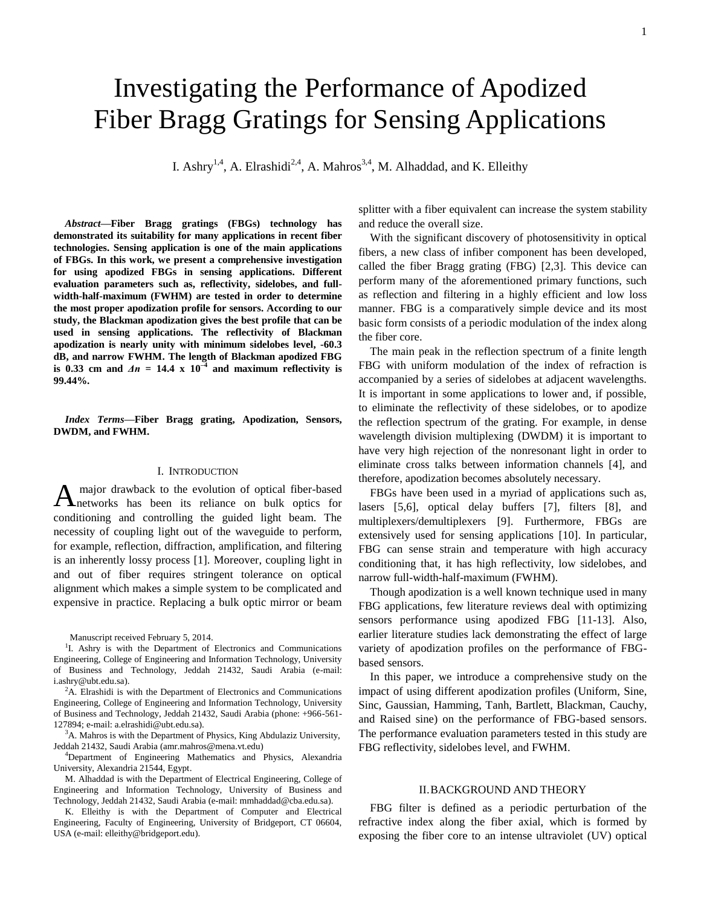# Investigating the Performance of Apodized Fiber Bragg Gratings for Sensing Applications

I. Ashry[1,4], A. Elrashidi[2,4], A. Mahros[3,4], M. Alhaddad, and K. Elleithy

***Abstract*—Fiber Bragg gratings (FBGs) technology has demonstrated its suitability for many applications in recent fiber technologies. Sensing application is one of the main applications of FBGs. In this work, we present a comprehensive investigation for using apodized FBGs in sensing applications. Different evaluation parameters such as, reflectivity, sidelobes, and full-width-half-maximum (FWHM) are tested in order to determine the most proper apodization profile for sensors. According to our study, the Blackman apodization gives the best profile that can be used in sensing applications. The reflectivity of Blackman apodization is nearly unity with minimum sidelobes level, -60.3 dB, and narrow FWHM. The length of Blackman apodized FBG is 0.33 cm and $\Delta n$ = 14.4 x $10^{-4}$ and maximum reflectivity is 99.44%.**

***Index Terms*—Fiber Bragg grating, Apodization, Sensors, DWDM, and FWHM.**

## I. Introduction

A major drawback to the evolution of optical fiber-based networks has been its reliance on bulk optics for conditioning and controlling the guided light beam. The necessity of coupling light out of the waveguide to perform, for example, reflection, diffraction, amplification, and filtering is an inherently lossy process [1]. Moreover, coupling light in and out of fiber requires stringent tolerance on optical alignment which makes a simple system to be complicated and expensive in practice. Replacing a bulk optic mirror or beam splitter with a fiber equivalent can increase the system stability and reduce the overall size.

With the significant discovery of photosensitivity in optical fibers, a new class of infiber component has been developed, called the fiber Bragg grating (FBG) [2,3]. This device can perform many of the aforementioned primary functions, such as reflection and filtering in a highly efficient and low loss manner. FBG is a comparatively simple device and its most basic form consists of a periodic modulation of the index along the fiber core.

The main peak in the reflection spectrum of a finite length FBG with uniform modulation of the index of refraction is accompanied by a series of sidelobes at adjacent wavelengths. It is important in some applications to lower and, if possible, to eliminate the reflectivity of these sidelobes, or to apodize the reflection spectrum of the grating. For example, in dense wavelength division multiplexing (DWDM) it is important to have very high rejection of the nonresonant light in order to eliminate cross talks between information channels [4], and therefore, apodization becomes absolutely necessary.

FBGs have been used in a myriad of applications such as, lasers [5,6], optical delay buffers [7], filters [8], and multiplexers/demultiplexers [9]. Furthermore, FBGs are extensively used for sensing applications [10]. In particular, FBG can sense strain and temperature with high accuracy conditioning that, it has high reflectivity, low sidelobes, and narrow full-width-half-maximum (FWHM).

Though apodization is a well known technique used in many FBG applications, few literature reviews deal with optimizing sensors performance using apodized FBG [11-13]. Also, earlier literature studies lack demonstrating the effect of large variety of apodization profiles on the performance of FBG-based sensors.

In this paper, we introduce a comprehensive study on the impact of using different apodization profiles (Uniform, Sine, Sinc, Gaussian, Hamming, Tanh, Bartlett, Blackman, Cauchy, and Raised sine) on the performance of FBG-based sensors. The performance evaluation parameters tested in this study are FBG reflectivity, sidelobes level, and FWHM.

## II. Background and Theory

FBG filter is defined as a periodic perturbation of the refractive index along the fiber axial, which is formed by exposing the fiber core to an intense ultraviolet (UV) optical

---

Manuscript received February 5, 2014.

[1]I. Ashry is with the Department of Electronics and Communications Engineering, College of Engineering and Information Technology, University of Business and Technology, Jeddah 21432, Saudi Arabia (e-mail: i.ashry@ubt.edu.sa).

[2]A. Elrashidi is with the Department of Electronics and Communications Engineering, College of Engineering and Information Technology, University of Business and Technology, Jeddah 21432, Saudi Arabia (phone: +966-561-127894; e-mail: a.elrashidi@ubt.edu.sa).

[3]A. Mahros is with the Department of Physics, King Abdulaziz University, Jeddah 21432, Saudi Arabia (amr.mahros@mena.vt.edu)

[4]Department of Engineering Mathematics and Physics, Alexandria University, Alexandria 21544, Egypt.

M. Alhaddad is with the Department of Electrical Engineering, College of Engineering and Information Technology, University of Business and Technology, Jeddah 21432, Saudi Arabia (e-mail: mmhaddad@cba.edu.sa).

K. Elleithy is with the Department of Computer and Electrical Engineering, Faculty of Engineering, University of Bridgeport, CT 06604, USA (e-mail: elleithy@bridgeport.edu).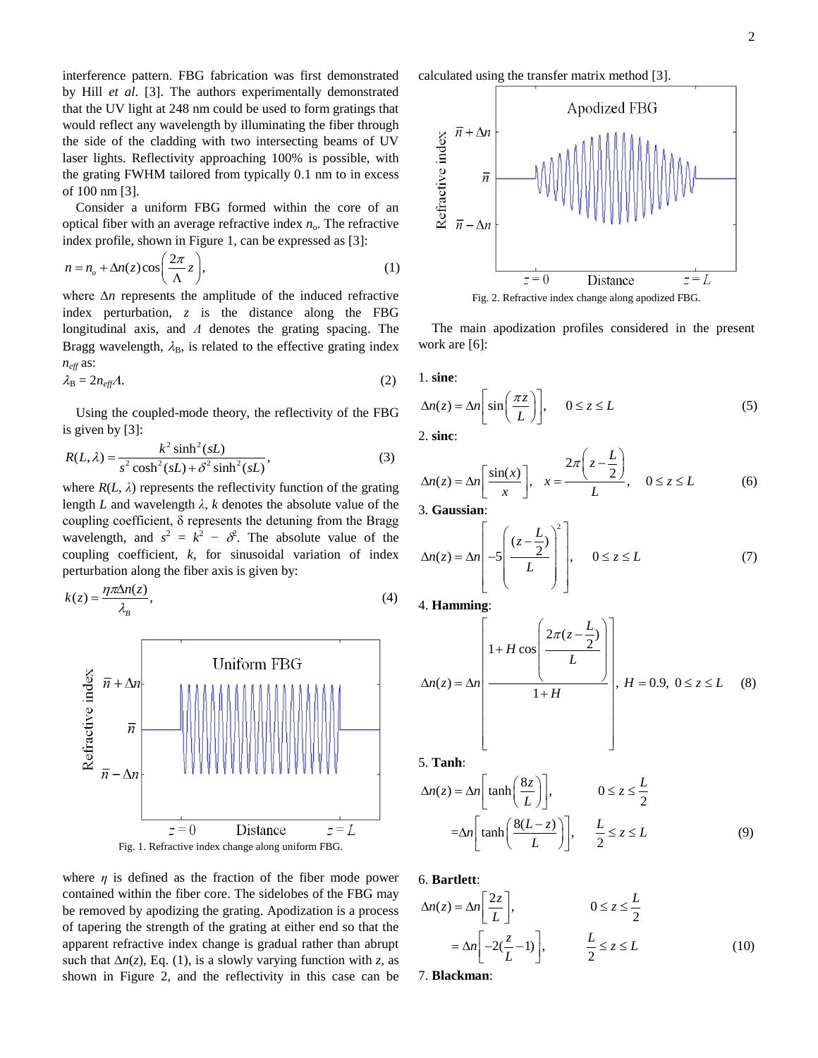interference pattern. FBG fabrication was first demonstrated by Hill *et al*. [3]. The authors experimentally demonstrated that the UV light at 248 nm could be used to form gratings that would reflect any wavelength by illuminating the fiber through the side of the cladding with two intersecting beams of UV laser lights. Reflectivity approaching 100% is possible, with the grating FWHM tailored from typically 0.1 nm to in excess of 100 nm [3].

Consider a uniform FBG formed within the core of an optical fiber with an average refractive index $n_o$. The refractive index profile, shown in Figure 1, can be expressed as [3]:

$$n = n_o + \Delta n(z)\cos\left(\frac{2\pi}{\Lambda}z\right), \tag{1}$$

where $\Delta n$ represents the amplitude of the induced refractive index perturbation, $z$ is the distance along the FBG longitudinal axis, and $\Lambda$ denotes the grating spacing. The Bragg wavelength, $\lambda_B$, is related to the effective grating index $n_{eff}$ as:

$$\lambda_B = 2n_{eff}\Lambda. \tag{2}$$

Using the coupled-mode theory, the reflectivity of the FBG is given by [3]:

$$R(L,\lambda) = \frac{k^2\sinh^2(sL)}{s^2\cosh^2(sL) + \delta^2\sinh^2(sL)}, \tag{3}$$

where $R(L, \lambda)$ represents the reflectivity function of the grating length $L$ and wavelength $\lambda$, $k$ denotes the absolute value of the coupling coefficient, $\delta$ represents the detuning from the Bragg wavelength, and $s^2 = k^2 - \delta^2$. The absolute value of the coupling coefficient, $k$, for sinusoidal variation of index perturbation along the fiber axis is given by:

$$k(z) = \frac{\eta\pi\Delta n(z)}{\lambda_B}, \tag{4}$$

Fig. 1. Refractive index change along uniform FBG.

where $\eta$ is defined as the fraction of the fiber mode power contained within the fiber core. The sidelobes of the FBG may be removed by apodizing the grating. Apodization is a process of tapering the strength of the grating at either end so that the apparent refractive index change is gradual rather than abrupt such that $\Delta n(z)$, Eq. (1), is a slowly varying function with $z$, as shown in Figure 2, and the reflectivity in this case can be calculated using the transfer matrix method [3].

Fig. 2. Refractive index change along apodized FBG.

The main apodization profiles considered in the present work are [6]:

1. **sine**:

$$\Delta n(z) = \Delta n\left[\sin\left(\frac{\pi z}{L}\right)\right], \quad 0 \le z \le L \tag{5}$$

2. **sinc**:

$$\Delta n(z) = \Delta n\left[\frac{\sin(x)}{x}\right], \quad x = \frac{2\pi\left(z - \frac{L}{2}\right)}{L}, \quad 0 \le z \le L \tag{6}$$

3. **Gaussian**:

$$\Delta n(z) = \Delta n\left[-5\left(\frac{(z - \frac{L}{2})}{L}\right)^2\right], \quad 0 \le z \le L \tag{7}$$

4. **Hamming**:

$$\Delta n(z) = \Delta n\left[\frac{1 + H\cos\left(\frac{2\pi(z - \frac{L}{2})}{L}\right)}{1 + H}\right], \; H = 0.9, \; 0 \le z \le L \tag{8}$$

5. **Tanh**:

$$\Delta n(z) = \Delta n\left[\tanh\left(\frac{8z}{L}\right)\right], \quad 0 \le z \le \frac{L}{2}$$
$$= \Delta n\left[\tanh\left(\frac{8(L-z)}{L}\right)\right], \quad \frac{L}{2} \le z \le L \tag{9}$$

6. **Bartlett**:

$$\Delta n(z) = \Delta n\left[\frac{2z}{L}\right], \quad 0 \le z \le \frac{L}{2}$$
$$= \Delta n\left[-2(\frac{z}{L} - 1)\right], \quad \frac{L}{2} \le z \le L \tag{10}$$

7. **Blackman**: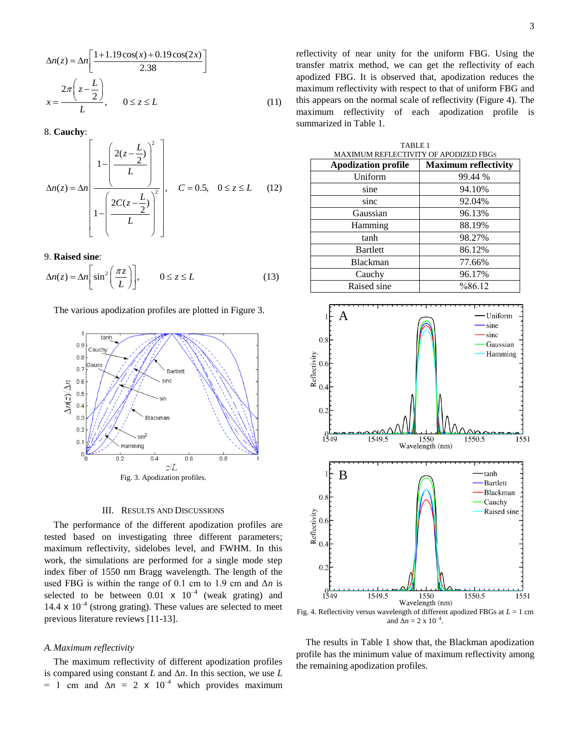$$\Delta n(z) = \Delta n\left[\frac{1+1.19\cos(x)+0.19\cos(2x)}{2.38}\right]$$

$$x = \frac{2\pi\left(z-\frac{L}{2}\right)}{L}, \qquad 0 \le z \le L \tag{11}$$

8. **Cauchy**:

$$\Delta n(z) = \Delta n\left[\frac{1-\left(\frac{2(z-\frac{L}{2})}{L}\right)^2}{1-\left(\frac{2C(z-\frac{L}{2})}{L}\right)^2}\right], \quad C = 0.5, \quad 0 \le z \le L \tag{12}$$

9. **Raised sine**:

$$\Delta n(z) = \Delta n\left[\sin^2\left(\frac{\pi z}{L}\right)\right], \qquad 0 \le z \le L \tag{13}$$

The various apodization profiles are plotted in Figure 3.

Fig. 3. Apodization profiles.

## III. Results and Discussions

The performance of the different apodization profiles are tested based on investigating three different parameters; maximum reflectivity, sidelobes level, and FWHM. In this work, the simulations are performed for a single mode step index fiber of 1550 nm Bragg wavelength. The length of the used FBG is within the range of 0.1 cm to 1.9 cm and $\Delta n$ is selected to be between 0.01 x $10^{-4}$ (weak grating) and 14.4 x $10^{-4}$ (strong grating). These values are selected to meet previous literature reviews [11-13].

### *A. Maximum reflectivity*

The maximum reflectivity of different apodization profiles is compared using constant $L$ and $\Delta n$. In this section, we use $L$ = 1 cm and $\Delta n$ = 2 x $10^{-4}$ which provides maximum reflectivity of near unity for the uniform FBG. Using the transfer matrix method, we can get the reflectivity of each apodized FBG. It is observed that, apodization reduces the maximum reflectivity with respect to that of uniform FBG and this appears on the normal scale of reflectivity (Figure 4). The maximum reflectivity of each apodization profile is summarized in Table 1.

TABLE 1
MAXIMUM REFLECTIVITY OF APODIZED FBGS

| Apodization profile | Maximum reflectivity |
|---|---|
| Uniform | 99.44 % |
| sine | 94.10% |
| sinc | 92.04% |
| Gaussian | 96.13% |
| Hamming | 88.19% |
| tanh | 98.27% |
| Bartlett | 86.12% |
| Blackman | 77.66% |
| Cauchy | 96.17% |
| Raised sine | %86.12 |

Fig. 4. Reflectivity versus wavelength of different apodized FBGs at $L$ = 1 cm and $\Delta n$ = 2 x $10^{-4}$.

The results in Table 1 show that, the Blackman apodization profile has the minimum value of maximum reflectivity among the remaining apodization profiles.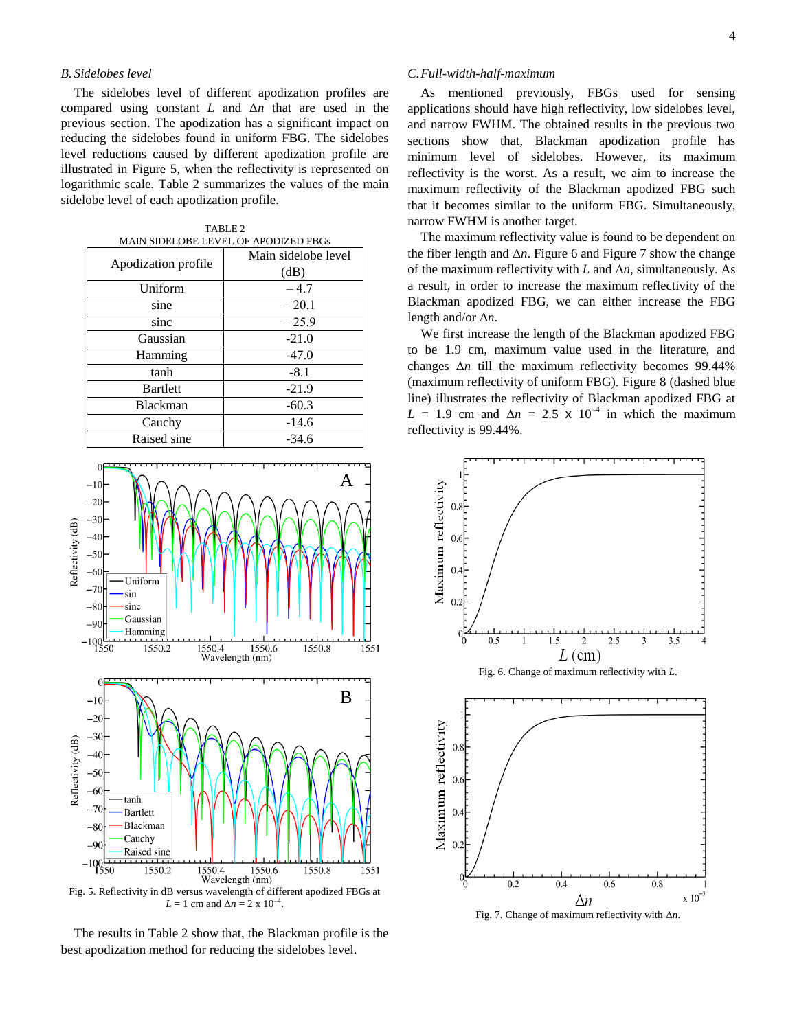### B. Sidelobes level

The sidelobes level of different apodization profiles are compared using constant $L$ and $\Delta n$ that are used in the previous section. The apodization has a significant impact on reducing the sidelobes found in uniform FBG. The sidelobes level reductions caused by different apodization profile are illustrated in Figure 5, when the reflectivity is represented on logarithmic scale. Table 2 summarizes the values of the main sidelobe level of each apodization profile.

TABLE 2
MAIN SIDELOBE LEVEL OF APODIZED FBGs

| Apodization profile | Main sidelobe level (dB) |
|---|---|
| Uniform | – 4.7 |
| sine | – 20.1 |
| sinc | – 25.9 |
| Gaussian | -21.0 |
| Hamming | -47.0 |
| tanh | -8.1 |
| Bartlett | -21.9 |
| Blackman | -60.3 |
| Cauchy | -14.6 |
| Raised sine | -34.6 |

Fig. 5. Reflectivity in dB versus wavelength of different apodized FBGs at $L$ = 1 cm and $\Delta n$ = 2 x $10^{-4}$.

The results in Table 2 show that, the Blackman profile is the best apodization method for reducing the sidelobes level.

### C. Full-width-half-maximum

As mentioned previously, FBGs used for sensing applications should have high reflectivity, low sidelobes level, and narrow FWHM. The obtained results in the previous two sections show that, Blackman apodization profile has minimum level of sidelobes. However, its maximum reflectivity is the worst. As a result, we aim to increase the maximum reflectivity of the Blackman apodized FBG such that it becomes similar to the uniform FBG. Simultaneously, narrow FWHM is another target.

The maximum reflectivity value is found to be dependent on the fiber length and $\Delta n$. Figure 6 and Figure 7 show the change of the maximum reflectivity with $L$ and $\Delta n$, simultaneously. As a result, in order to increase the maximum reflectivity of the Blackman apodized FBG, we can either increase the FBG length and/or $\Delta n$.

We first increase the length of the Blackman apodized FBG to be 1.9 cm, maximum value used in the literature, and changes $\Delta n$ till the maximum reflectivity becomes 99.44% (maximum reflectivity of uniform FBG). Figure 8 (dashed blue line) illustrates the reflectivity of Blackman apodized FBG at $L$ = 1.9 cm and $\Delta n$ = 2.5 x $10^{-4}$ in which the maximum reflectivity is 99.44%.

Fig. 6. Change of maximum reflectivity with $L$.

Fig. 7. Change of maximum reflectivity with $\Delta n$.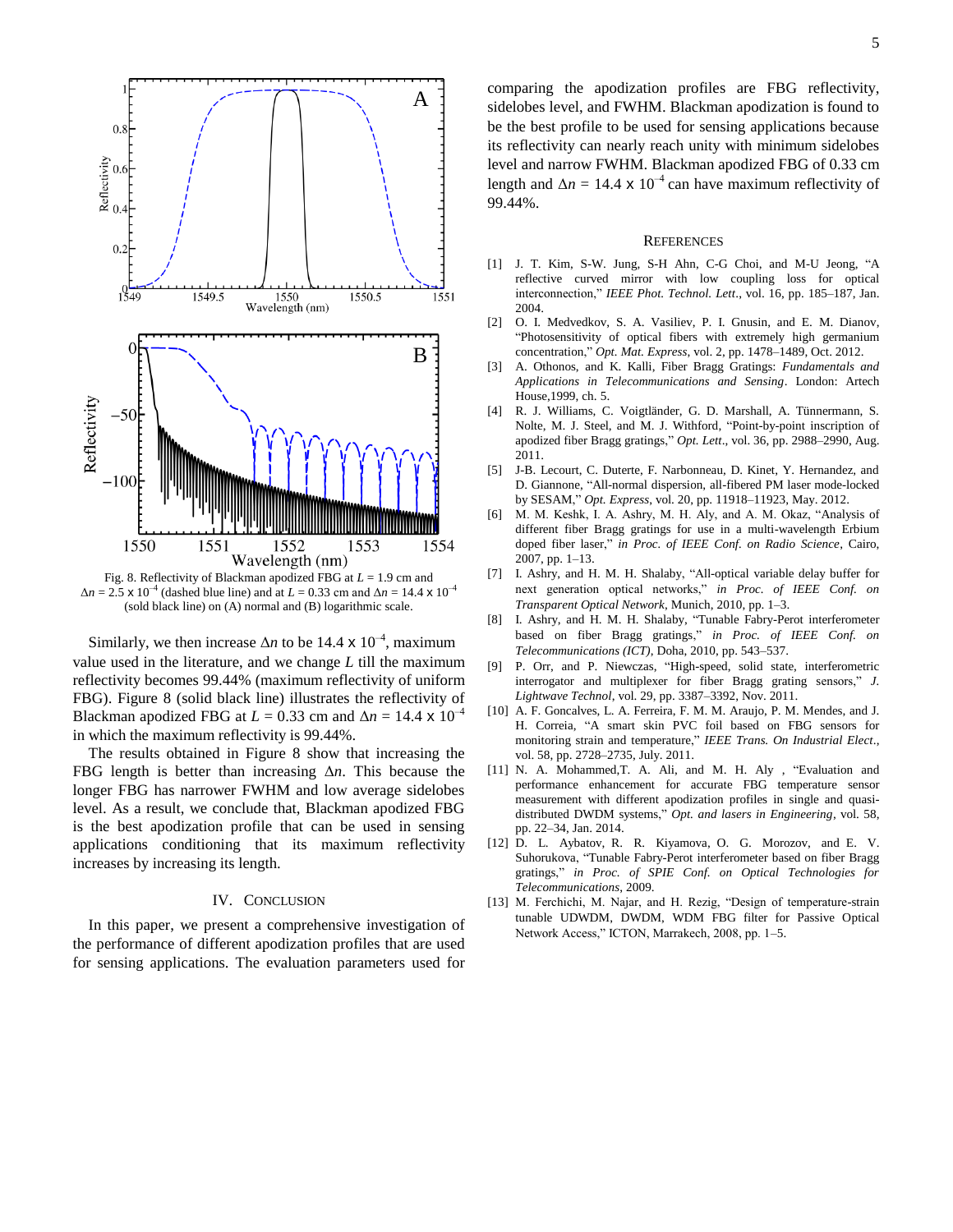A

Reflectivity

0 0.2 0.4 0.6 0.8 1

1549 1549.5 1550 1550.5 1551

Wavelength (nm)

B

Reflectivity

0 −50 −100

1550 1551 1552 1553 1554

Wavelength (nm)

Fig. 8. Reflectivity of Blackman apodized FBG at $L$ = 1.9 cm and $\Delta n$ = 2.5 x $10^{-4}$ (dashed blue line) and at $L$ = 0.33 cm and $\Delta n$ = 14.4 x $10^{-4}$ (sold black line) on (A) normal and (B) logarithmic scale.

Similarly, we then increase $\Delta n$ to be 14.4 x $10^{-4}$, maximum value used in the literature, and we change $L$ till the maximum reflectivity becomes 99.44% (maximum reflectivity of uniform FBG). Figure 8 (solid black line) illustrates the reflectivity of Blackman apodized FBG at $L$ = 0.33 cm and $\Delta n$ = 14.4 x $10^{-4}$ in which the maximum reflectivity is 99.44%.

The results obtained in Figure 8 show that increasing the FBG length is better than increasing $\Delta n$. This because the longer FBG has narrower FWHM and low average sidelobes level. As a result, we conclude that, Blackman apodized FBG is the best apodization profile that can be used in sensing applications conditioning that its maximum reflectivity increases by increasing its length.

## IV. Conclusion

In this paper, we present a comprehensive investigation of the performance of different apodization profiles that are used for sensing applications. The evaluation parameters used for comparing the apodization profiles are FBG reflectivity, sidelobes level, and FWHM. Blackman apodization is found to be the best profile to be used for sensing applications because its reflectivity can nearly reach unity with minimum sidelobes level and narrow FWHM. Blackman apodized FBG of 0.33 cm length and $\Delta n$ = 14.4 x $10^{-4}$ can have maximum reflectivity of 99.44%.

## References

[1] J. T. Kim, S-W. Jung, S-H Ahn, C-G Choi, and M-U Jeong, "A reflective curved mirror with low coupling loss for optical interconnection," *IEEE Phot. Technol. Lett*., vol. 16, pp. 185–187, Jan. 2004.

[2] O. I. Medvedkov, S. A. Vasiliev, P. I. Gnusin, and E. M. Dianov, "Photosensitivity of optical fibers with extremely high germanium concentration," *Opt. Mat. Express*, vol. 2, pp. 1478–1489, Oct. 2012.

[3] A. Othonos, and K. Kalli, Fiber Bragg Gratings: *Fundamentals and Applications in Telecommunications and Sensing*. London: Artech House,1999, ch. 5.

[4] R. J. Williams, C. Voigtländer, G. D. Marshall, A. Tünnermann, S. Nolte, M. J. Steel, and M. J. Withford, "Point-by-point inscription of apodized fiber Bragg gratings," *Opt. Lett*., vol. 36, pp. 2988–2990, Aug. 2011.

[5] J-B. Lecourt, C. Duterte, F. Narbonneau, D. Kinet, Y. Hernandez, and D. Giannone, "All-normal dispersion, all-fibered PM laser mode-locked by SESAM," *Opt. Express*, vol. 20, pp. 11918–11923, May. 2012.

[6] M. M. Keshk, I. A. Ashry, M. H. Aly, and A. M. Okaz, "Analysis of different fiber Bragg gratings for use in a multi-wavelength Erbium doped fiber laser," *in Proc. of IEEE Conf. on Radio Science*, Cairo, 2007, pp. 1–13.

[7] I. Ashry, and H. M. H. Shalaby, "All-optical variable delay buffer for next generation optical networks," *in Proc. of IEEE Conf. on Transparent Optical Network*, Munich, 2010, pp. 1–3.

[8] I. Ashry, and H. M. H. Shalaby, "Tunable Fabry-Perot interferometer based on fiber Bragg gratings," *in Proc. of IEEE Conf. on Telecommunications (ICT)*, Doha, 2010, pp. 543–537.

[9] P. Orr, and P. Niewczas, "High-speed, solid state, interferometric interrogator and multiplexer for fiber Bragg grating sensors," *J. Lightwave Technol*, vol. 29, pp. 3387–3392, Nov. 2011.

[10] A. F. Goncalves, L. A. Ferreira, F. M. M. Araujo, P. M. Mendes, and J. H. Correia, "A smart skin PVC foil based on FBG sensors for monitoring strain and temperature," *IEEE Trans. On Industrial Elect*., vol. 58, pp. 2728–2735, July. 2011.

[11] N. A. Mohammed,T. A. Ali, and M. H. Aly , "Evaluation and performance enhancement for accurate FBG temperature sensor measurement with different apodization profiles in single and quasi-distributed DWDM systems," *Opt. and lasers in Engineering*, vol. 58, pp. 22–34, Jan. 2014.

[12] D. L. Aybatov, R. R. Kiyamova, O. G. Morozov, and E. V. Suhorukova, "Tunable Fabry-Perot interferometer based on fiber Bragg gratings," *in Proc. of SPIE Conf. on Optical Technologies for Telecommunications*, 2009.

[13] M. Ferchichi, M. Najar, and H. Rezig, "Design of temperature-strain tunable UDWDM, DWDM, WDM FBG filter for Passive Optical Network Access," ICTON, Marrakech, 2008, pp. 1–5.